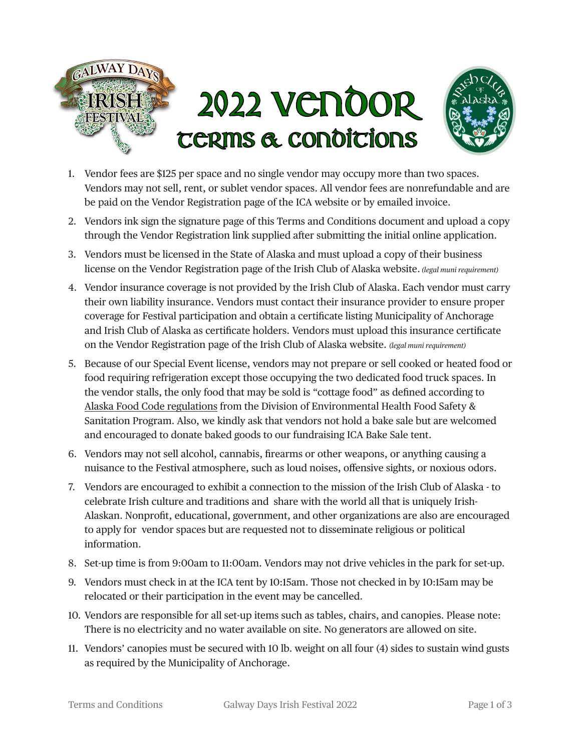# 2022 Vendor Terms & Conditions

1. Vendor fees are $125 per space and no single vendor may occupy more than two spaces. Vendors may not sell, rent, or sublet vendor spaces. All vendor fees are nonrefundable and are be paid on the Vendor Registration page of the ICA website or by emailed invoice.
2. Vendors ink sign the signature page of this Terms and Conditions document and upload a copy through the Vendor Registration link supplied after submitting the initial online application.
3. Vendors must be licensed in the State of Alaska and must upload a copy of their business license on the Vendor Registration page of the Irish Club of Alaska website. *(legal muni requirement)*
4. Vendor insurance coverage is not provided by the Irish Club of Alaska. Each vendor must carry their own liability insurance. Vendors must contact their insurance provider to ensure proper coverage for Festival participation and obtain a certificate listing Municipality of Anchorage and Irish Club of Alaska as certificate holders. Vendors must upload this insurance certificate on the Vendor Registration page of the Irish Club of Alaska website. *(legal muni requirement)*
5. Because of our Special Event license, vendors may not prepare or sell cooked or heated food or food requiring refrigeration except those occupying the two dedicated food truck spaces. In the vendor stalls, the only food that may be sold is "cottage food" as defined according to Alaska Food Code regulations from the Division of Environmental Health Food Safety & Sanitation Program. Also, we kindly ask that vendors not hold a bake sale but are welcomed and encouraged to donate baked goods to our fundraising ICA Bake Sale tent.
6. Vendors may not sell alcohol, cannabis, firearms or other weapons, or anything causing a nuisance to the Festival atmosphere, such as loud noises, offensive sights, or noxious odors.
7. Vendors are encouraged to exhibit a connection to the mission of the Irish Club of Alaska - to celebrate Irish culture and traditions and share with the world all that is uniquely Irish-Alaskan. Nonprofit, educational, government, and other organizations are also are encouraged to apply for vendor spaces but are requested not to disseminate religious or political information.
8. Set-up time is from 9:00am to 11:00am. Vendors may not drive vehicles in the park for set-up.
9. Vendors must check in at the ICA tent by 10:15am. Those not checked in by 10:15am may be relocated or their participation in the event may be cancelled.
10. Vendors are responsible for all set-up items such as tables, chairs, and canopies. Please note: There is no electricity and no water available on site. No generators are allowed on site.
11. Vendors' canopies must be secured with 10 lb. weight on all four (4) sides to sustain wind gusts as required by the Municipality of Anchorage.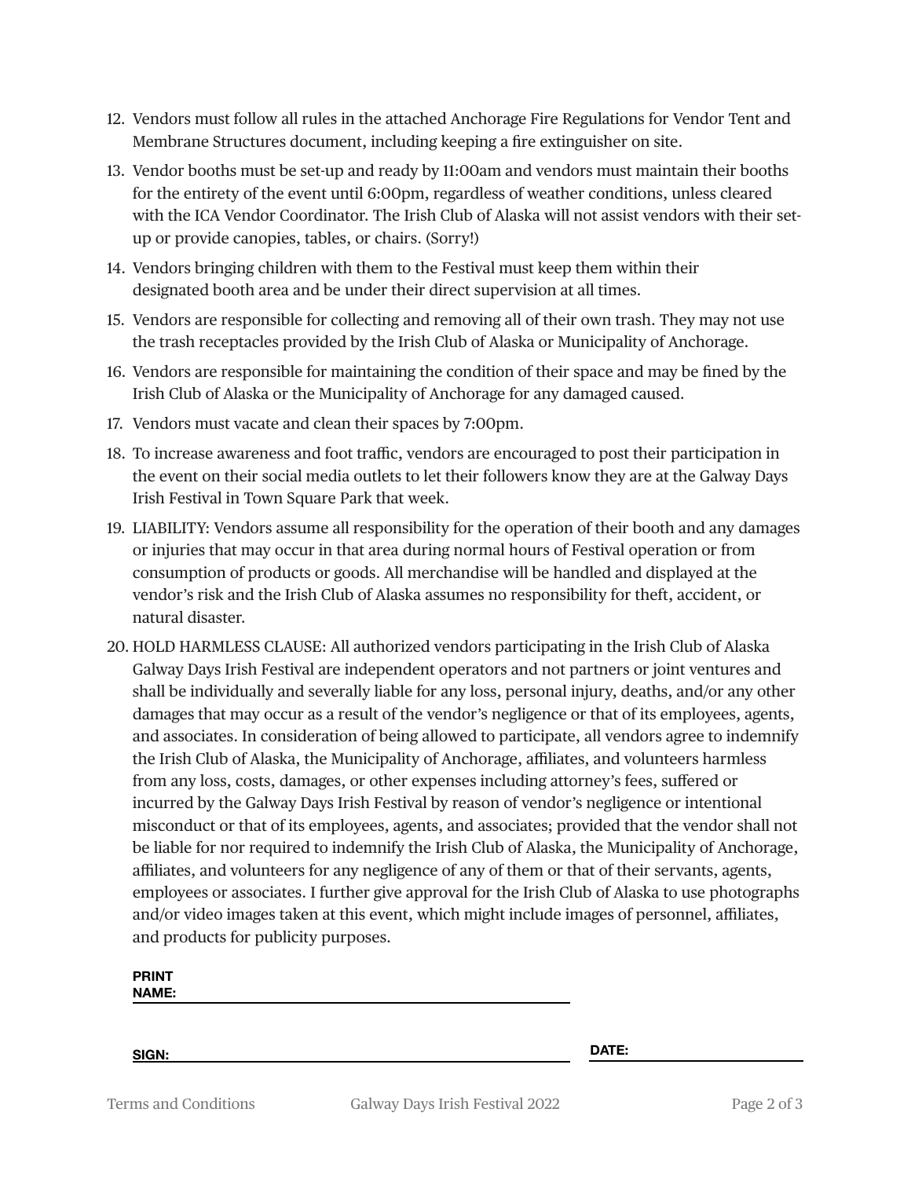12. Vendors must follow all rules in the attached Anchorage Fire Regulations for Vendor Tent and Membrane Structures document, including keeping a fire extinguisher on site.
13. Vendor booths must be set-up and ready by 11:00am and vendors must maintain their booths for the entirety of the event until 6:00pm, regardless of weather conditions, unless cleared with the ICA Vendor Coordinator. The Irish Club of Alaska will not assist vendors with their set-up or provide canopies, tables, or chairs. (Sorry!)
14. Vendors bringing children with them to the Festival must keep them within their designated booth area and be under their direct supervision at all times.
15. Vendors are responsible for collecting and removing all of their own trash. They may not use the trash receptacles provided by the Irish Club of Alaska or Municipality of Anchorage.
16. Vendors are responsible for maintaining the condition of their space and may be fined by the Irish Club of Alaska or the Municipality of Anchorage for any damaged caused.
17. Vendors must vacate and clean their spaces by 7:00pm.
18. To increase awareness and foot traffic, vendors are encouraged to post their participation in the event on their social media outlets to let their followers know they are at the Galway Days Irish Festival in Town Square Park that week.
19. LIABILITY: Vendors assume all responsibility for the operation of their booth and any damages or injuries that may occur in that area during normal hours of Festival operation or from consumption of products or goods. All merchandise will be handled and displayed at the vendor's risk and the Irish Club of Alaska assumes no responsibility for theft, accident, or natural disaster.
20. HOLD HARMLESS CLAUSE: All authorized vendors participating in the Irish Club of Alaska Galway Days Irish Festival are independent operators and not partners or joint ventures and shall be individually and severally liable for any loss, personal injury, deaths, and/or any other damages that may occur as a result of the vendor's negligence or that of its employees, agents, and associates. In consideration of being allowed to participate, all vendors agree to indemnify the Irish Club of Alaska, the Municipality of Anchorage, affiliates, and volunteers harmless from any loss, costs, damages, or other expenses including attorney's fees, suffered or incurred by the Galway Days Irish Festival by reason of vendor's negligence or intentional misconduct or that of its employees, agents, and associates; provided that the vendor shall not be liable for nor required to indemnify the Irish Club of Alaska, the Municipality of Anchorage, affiliates, and volunteers for any negligence of any of them or that of their servants, agents, employees or associates. I further give approval for the Irish Club of Alaska to use photographs and/or video images taken at this event, which might include images of personnel, affiliates, and products for publicity purposes.

**PRINT NAME:** ______________________________

**SIGN:** ______________________________ **DATE:** ______________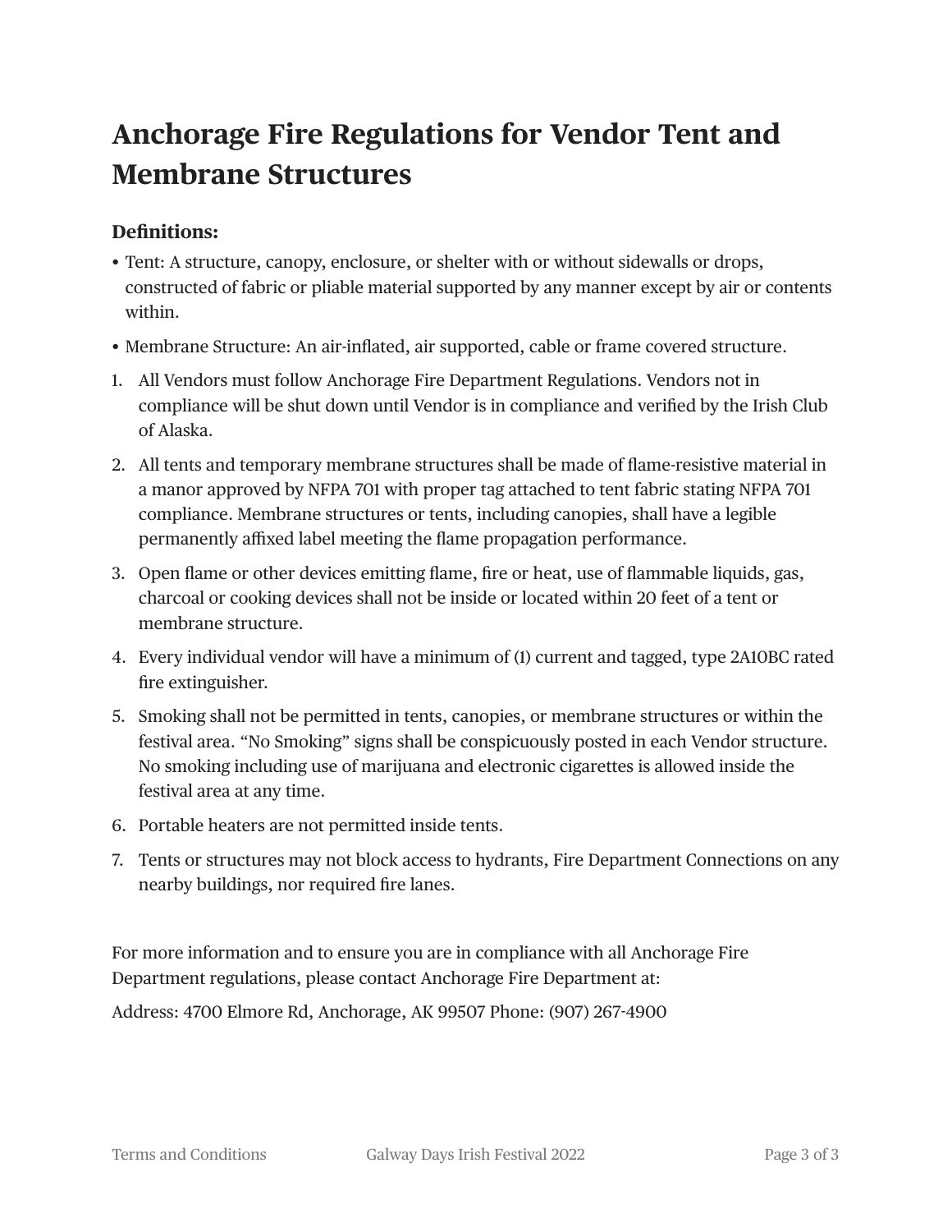# Anchorage Fire Regulations for Vendor Tent and Membrane Structures

### Definitions:

- Tent: A structure, canopy, enclosure, or shelter with or without sidewalls or drops, constructed of fabric or pliable material supported by any manner except by air or contents within.
- Membrane Structure: An air-inflated, air supported, cable or frame covered structure.

1. All Vendors must follow Anchorage Fire Department Regulations. Vendors not in compliance will be shut down until Vendor is in compliance and verified by the Irish Club of Alaska.
2. All tents and temporary membrane structures shall be made of flame-resistive material in a manor approved by NFPA 701 with proper tag attached to tent fabric stating NFPA 701 compliance. Membrane structures or tents, including canopies, shall have a legible permanently affixed label meeting the flame propagation performance.
3. Open flame or other devices emitting flame, fire or heat, use of flammable liquids, gas, charcoal or cooking devices shall not be inside or located within 20 feet of a tent or membrane structure.
4. Every individual vendor will have a minimum of (1) current and tagged, type 2A10BC rated fire extinguisher.
5. Smoking shall not be permitted in tents, canopies, or membrane structures or within the festival area. "No Smoking" signs shall be conspicuously posted in each Vendor structure. No smoking including use of marijuana and electronic cigarettes is allowed inside the festival area at any time.
6. Portable heaters are not permitted inside tents.
7. Tents or structures may not block access to hydrants, Fire Department Connections on any nearby buildings, nor required fire lanes.

For more information and to ensure you are in compliance with all Anchorage Fire Department regulations, please contact Anchorage Fire Department at:

Address: 4700 Elmore Rd, Anchorage, AK 99507 Phone: (907) 267-4900